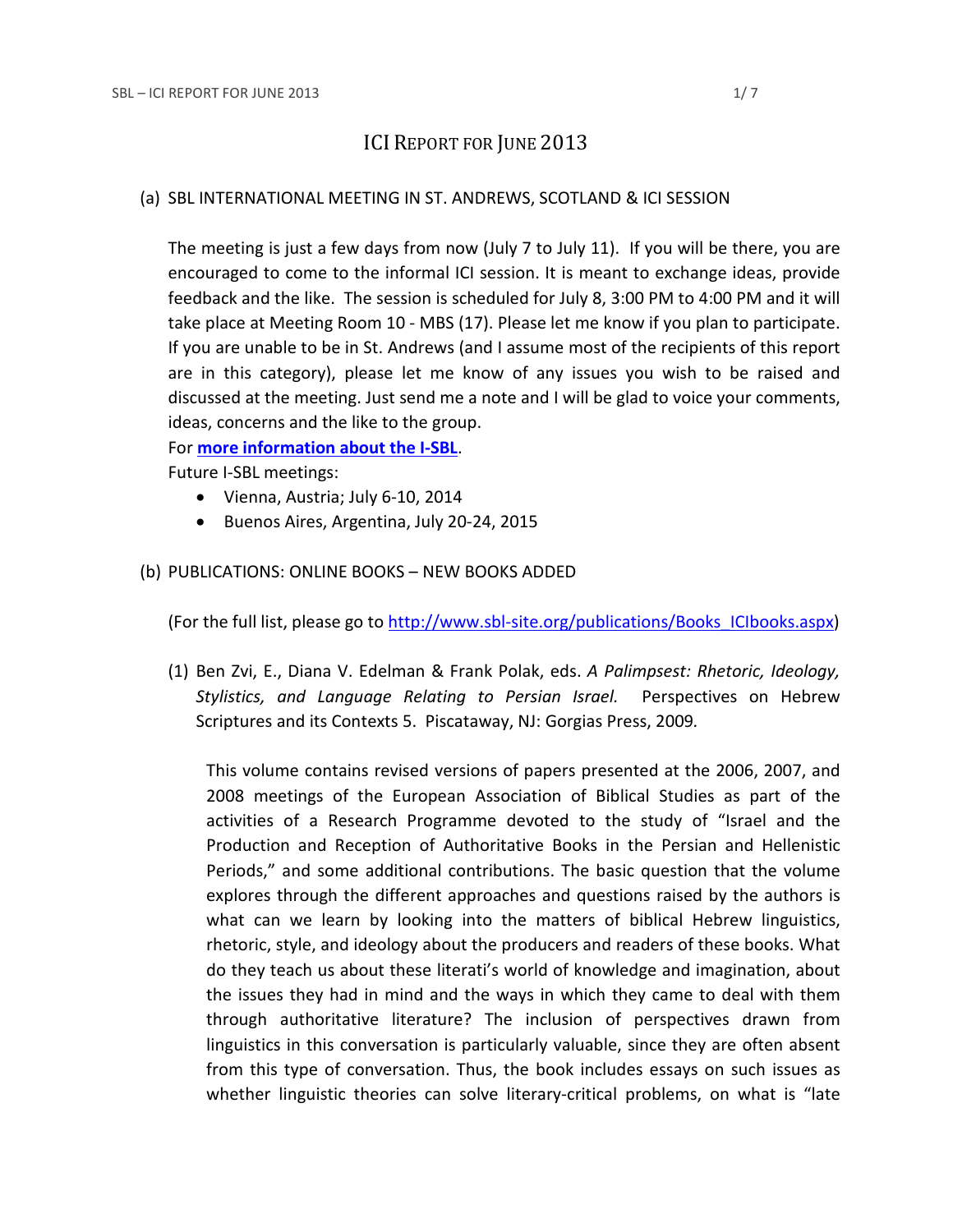# ICI Report for June 2013

## (a) SBL INTERNATIONAL MEETING IN ST. ANDREWS, SCOTLAND & ICI SESSION

The meeting is just a few days from now (July 7 to July 11). If you will be there, you are encouraged to come to the informal ICI session. It is meant to exchange ideas, provide feedback and the like. The session is scheduled for July 8, 3:00 PM to 4:00 PM and it will take place at Meeting Room 10 - MBS (17). Please let me know if you plan to participate. If you are unable to be in St. Andrews (and I assume most of the recipients of this report are in this category), please let me know of any issues you wish to be raised and discussed at the meeting. Just send me a note and I will be glad to voice your comments, ideas, concerns and the like to the group.

For **more information about the I-SBL**.

Future I-SBL meetings:

- Vienna, Austria; July 6-10, 2014
- Buenos Aires, Argentina, July 20-24, 2015

## (b) PUBLICATIONS: ONLINE BOOKS – NEW BOOKS ADDED

(For the full list, please go to http://www.sbl-site.org/publications/Books_ICIbooks.aspx)

(1) Ben Zvi, E., Diana V. Edelman & Frank Polak, eds. *A Palimpsest: Rhetoric, Ideology, Stylistics, and Language Relating to Persian Israel.* Perspectives on Hebrew Scriptures and its Contexts 5. Piscataway, NJ: Gorgias Press, 2009.

This volume contains revised versions of papers presented at the 2006, 2007, and 2008 meetings of the European Association of Biblical Studies as part of the activities of a Research Programme devoted to the study of "Israel and the Production and Reception of Authoritative Books in the Persian and Hellenistic Periods," and some additional contributions. The basic question that the volume explores through the different approaches and questions raised by the authors is what can we learn by looking into the matters of biblical Hebrew linguistics, rhetoric, style, and ideology about the producers and readers of these books. What do they teach us about these literati's world of knowledge and imagination, about the issues they had in mind and the ways in which they came to deal with them through authoritative literature? The inclusion of perspectives drawn from linguistics in this conversation is particularly valuable, since they are often absent from this type of conversation. Thus, the book includes essays on such issues as whether linguistic theories can solve literary-critical problems, on what is "late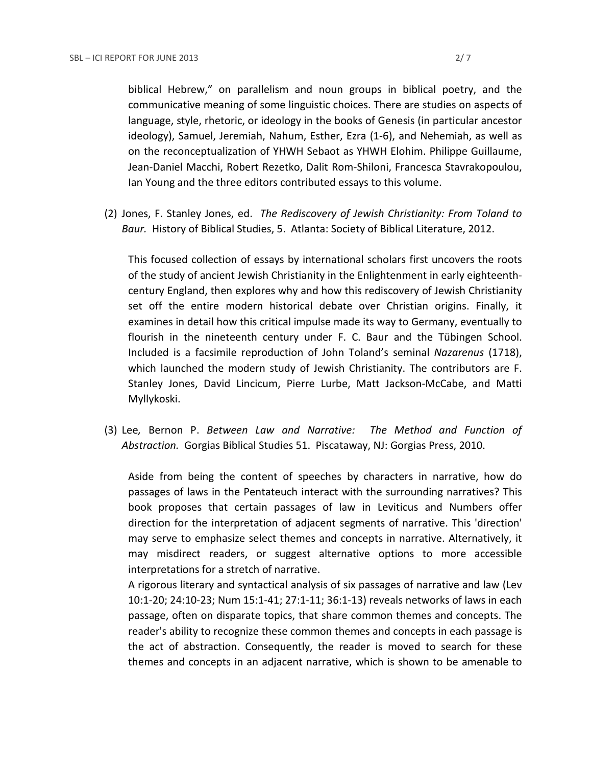biblical Hebrew," on parallelism and noun groups in biblical poetry, and the communicative meaning of some linguistic choices. There are studies on aspects of language, style, rhetoric, or ideology in the books of Genesis (in particular ancestor ideology), Samuel, Jeremiah, Nahum, Esther, Ezra (1-6), and Nehemiah, as well as on the reconceptualization of YHWH Sebaot as YHWH Elohim. Philippe Guillaume, Jean-Daniel Macchi, Robert Rezetko, Dalit Rom-Shiloni, Francesca Stavrakopoulou, Ian Young and the three editors contributed essays to this volume.

(2) Jones, F. Stanley Jones, ed. *The Rediscovery of Jewish Christianity: From Toland to Baur.* History of Biblical Studies, 5. Atlanta: Society of Biblical Literature, 2012.

This focused collection of essays by international scholars first uncovers the roots of the study of ancient Jewish Christianity in the Enlightenment in early eighteenth-century England, then explores why and how this rediscovery of Jewish Christianity set off the entire modern historical debate over Christian origins. Finally, it examines in detail how this critical impulse made its way to Germany, eventually to flourish in the nineteenth century under F. C. Baur and the Tübingen School. Included is a facsimile reproduction of John Toland's seminal *Nazarenus* (1718), which launched the modern study of Jewish Christianity. The contributors are F. Stanley Jones, David Lincicum, Pierre Lurbe, Matt Jackson-McCabe, and Matti Myllykoski.

(3) Lee*,* Bernon P. *Between Law and Narrative: The Method and Function of Abstraction.* Gorgias Biblical Studies 51. Piscataway, NJ: Gorgias Press, 2010.

Aside from being the content of speeches by characters in narrative, how do passages of laws in the Pentateuch interact with the surrounding narratives? This book proposes that certain passages of law in Leviticus and Numbers offer direction for the interpretation of adjacent segments of narrative. This 'direction' may serve to emphasize select themes and concepts in narrative. Alternatively, it may misdirect readers, or suggest alternative options to more accessible interpretations for a stretch of narrative.

A rigorous literary and syntactical analysis of six passages of narrative and law (Lev 10:1-20; 24:10-23; Num 15:1-41; 27:1-11; 36:1-13) reveals networks of laws in each passage, often on disparate topics, that share common themes and concepts. The reader's ability to recognize these common themes and concepts in each passage is the act of abstraction. Consequently, the reader is moved to search for these themes and concepts in an adjacent narrative, which is shown to be amenable to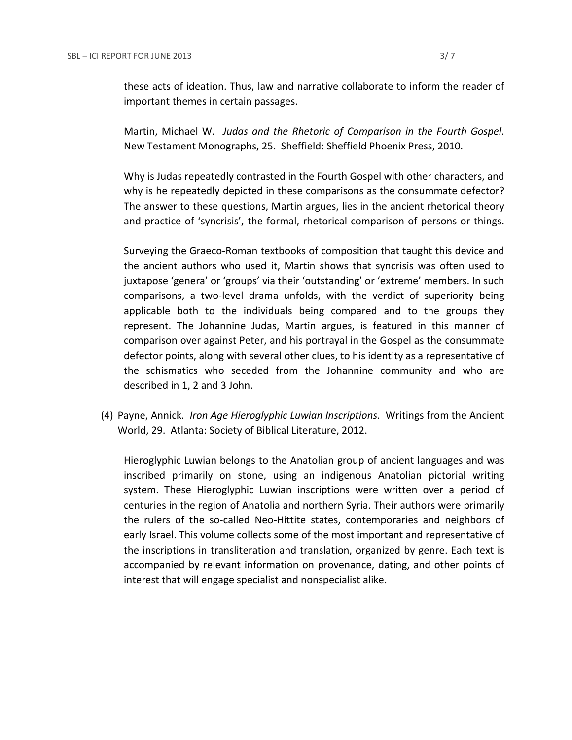these acts of ideation. Thus, law and narrative collaborate to inform the reader of important themes in certain passages.

Martin, Michael W. *Judas and the Rhetoric of Comparison in the Fourth Gospel*. New Testament Monographs, 25. Sheffield: Sheffield Phoenix Press, 2010.

Why is Judas repeatedly contrasted in the Fourth Gospel with other characters, and why is he repeatedly depicted in these comparisons as the consummate defector? The answer to these questions, Martin argues, lies in the ancient rhetorical theory and practice of 'syncrisis', the formal, rhetorical comparison of persons or things.

Surveying the Graeco-Roman textbooks of composition that taught this device and the ancient authors who used it, Martin shows that syncrisis was often used to juxtapose 'genera' or 'groups' via their 'outstanding' or 'extreme' members. In such comparisons, a two-level drama unfolds, with the verdict of superiority being applicable both to the individuals being compared and to the groups they represent. The Johannine Judas, Martin argues, is featured in this manner of comparison over against Peter, and his portrayal in the Gospel as the consummate defector points, along with several other clues, to his identity as a representative of the schismatics who seceded from the Johannine community and who are described in 1, 2 and 3 John.

(4) Payne, Annick. *Iron Age Hieroglyphic Luwian Inscriptions*. Writings from the Ancient World, 29. Atlanta: Society of Biblical Literature, 2012.

Hieroglyphic Luwian belongs to the Anatolian group of ancient languages and was inscribed primarily on stone, using an indigenous Anatolian pictorial writing system. These Hieroglyphic Luwian inscriptions were written over a period of centuries in the region of Anatolia and northern Syria. Their authors were primarily the rulers of the so-called Neo-Hittite states, contemporaries and neighbors of early Israel. This volume collects some of the most important and representative of the inscriptions in transliteration and translation, organized by genre. Each text is accompanied by relevant information on provenance, dating, and other points of interest that will engage specialist and nonspecialist alike.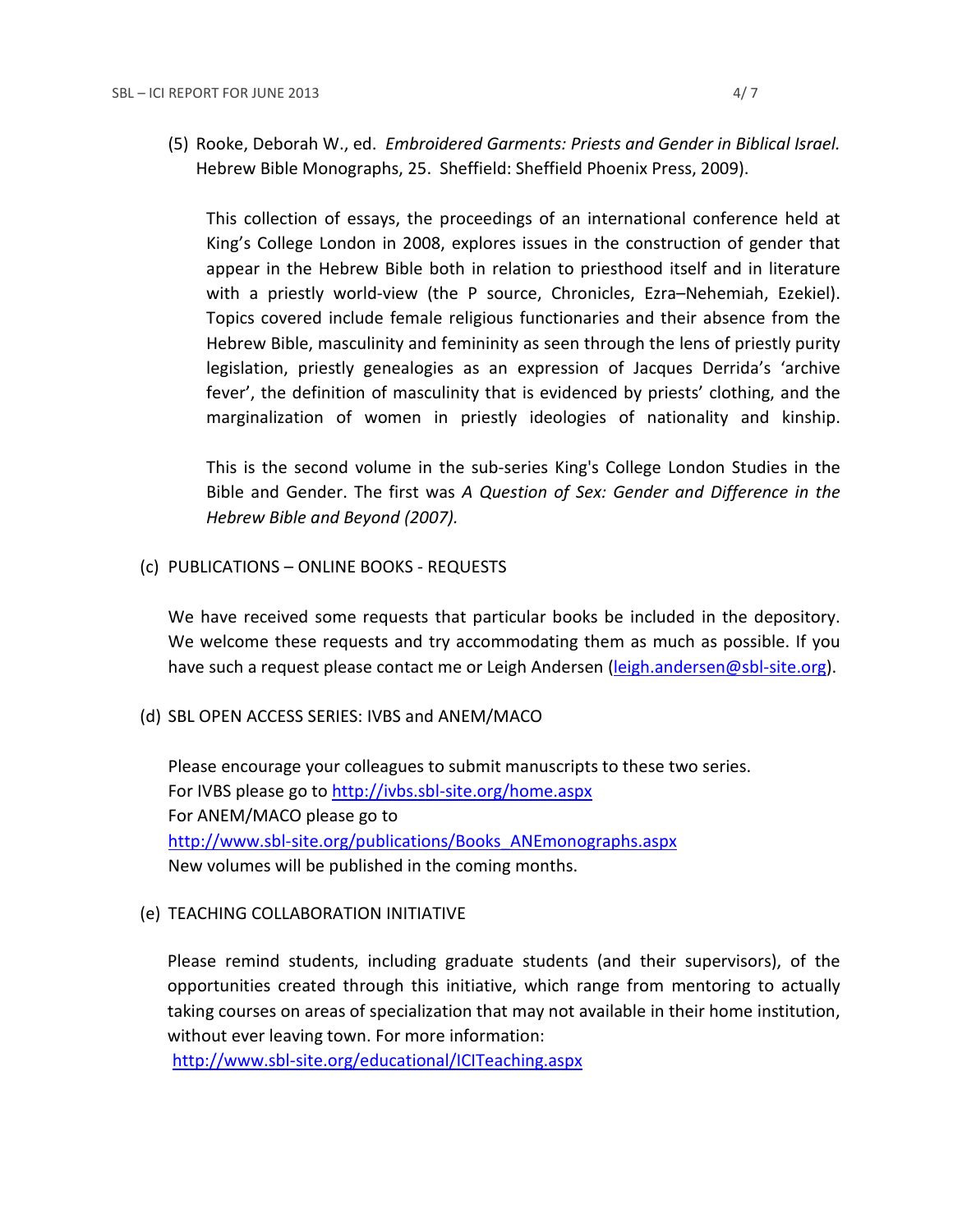(5) Rooke, Deborah W., ed. *Embroidered Garments: Priests and Gender in Biblical Israel.* Hebrew Bible Monographs, 25. Sheffield: Sheffield Phoenix Press, 2009).

This collection of essays, the proceedings of an international conference held at King's College London in 2008, explores issues in the construction of gender that appear in the Hebrew Bible both in relation to priesthood itself and in literature with a priestly world-view (the P source, Chronicles, Ezra–Nehemiah, Ezekiel). Topics covered include female religious functionaries and their absence from the Hebrew Bible, masculinity and femininity as seen through the lens of priestly purity legislation, priestly genealogies as an expression of Jacques Derrida's 'archive fever', the definition of masculinity that is evidenced by priests' clothing, and the marginalization of women in priestly ideologies of nationality and kinship.

This is the second volume in the sub-series King's College London Studies in the Bible and Gender. The first was *A Question of Sex: Gender and Difference in the Hebrew Bible and Beyond (2007).*

(c) PUBLICATIONS – ONLINE BOOKS - REQUESTS

We have received some requests that particular books be included in the depository. We welcome these requests and try accommodating them as much as possible. If you have such a request please contact me or Leigh Andersen (leigh.andersen@sbl-site.org).

(d) SBL OPEN ACCESS SERIES: IVBS and ANEM/MACO

Please encourage your colleagues to submit manuscripts to these two series.
For IVBS please go to http://ivbs.sbl-site.org/home.aspx
For ANEM/MACO please go to
http://www.sbl-site.org/publications/Books_ANEmonographs.aspx
New volumes will be published in the coming months.

(e) TEACHING COLLABORATION INITIATIVE

Please remind students, including graduate students (and their supervisors), of the opportunities created through this initiative, which range from mentoring to actually taking courses on areas of specialization that may not available in their home institution, without ever leaving town. For more information:
http://www.sbl-site.org/educational/ICITeaching.aspx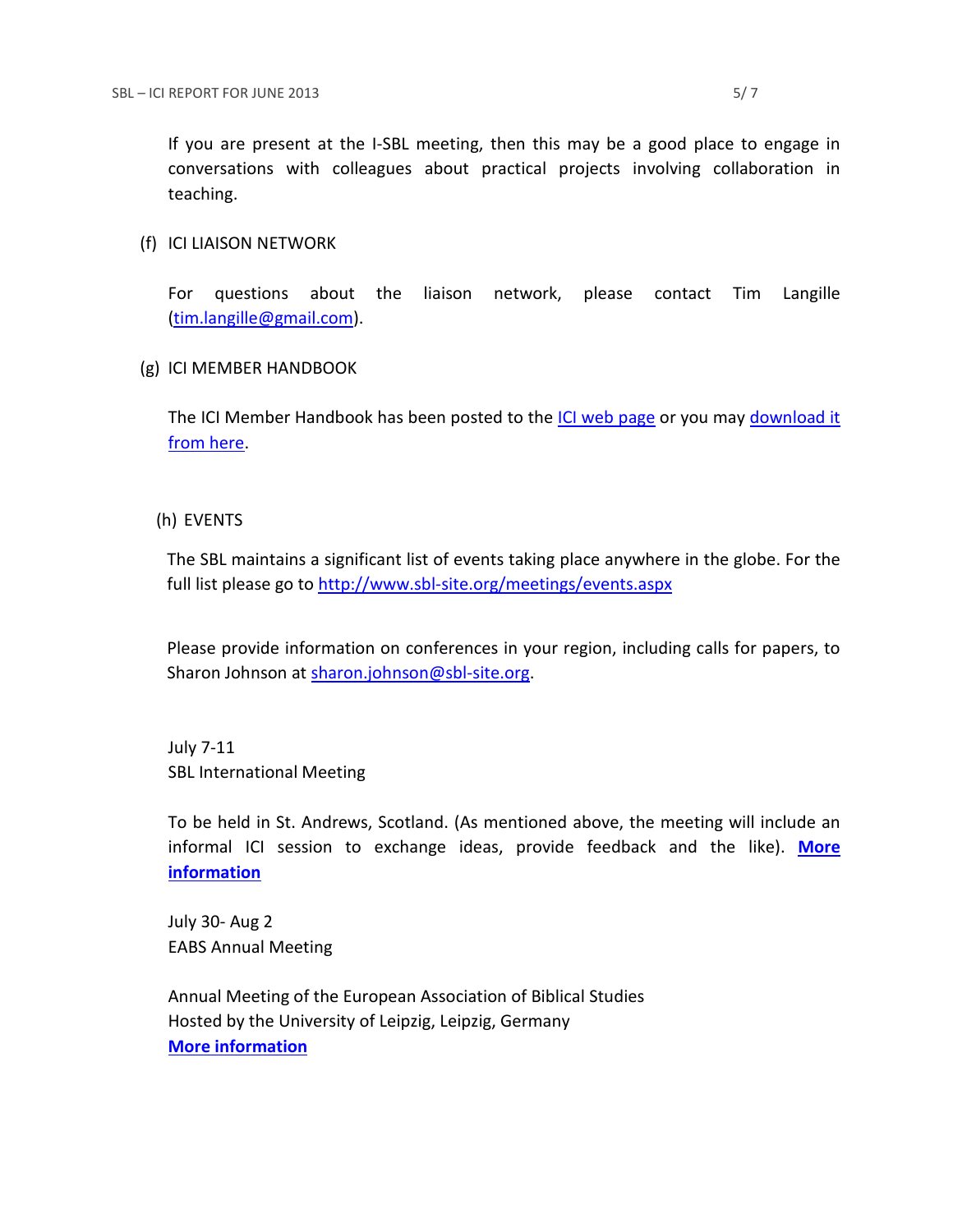If you are present at the I-SBL meeting, then this may be a good place to engage in conversations with colleagues about practical projects involving collaboration in teaching.

(f) ICI LIAISON NETWORK

For questions about the liaison network, please contact Tim Langille (tim.langille@gmail.com).

(g) ICI MEMBER HANDBOOK

The ICI Member Handbook has been posted to the ICI web page or you may download it from here.

(h) EVENTS

The SBL maintains a significant list of events taking place anywhere in the globe. For the full list please go to http://www.sbl-site.org/meetings/events.aspx

Please provide information on conferences in your region, including calls for papers, to Sharon Johnson at sharon.johnson@sbl-site.org.

July 7-11
SBL International Meeting

To be held in St. Andrews, Scotland. (As mentioned above, the meeting will include an informal ICI session to exchange ideas, provide feedback and the like). **More information**

July 30- Aug 2
EABS Annual Meeting

Annual Meeting of the European Association of Biblical Studies
Hosted by the University of Leipzig, Leipzig, Germany
**More information**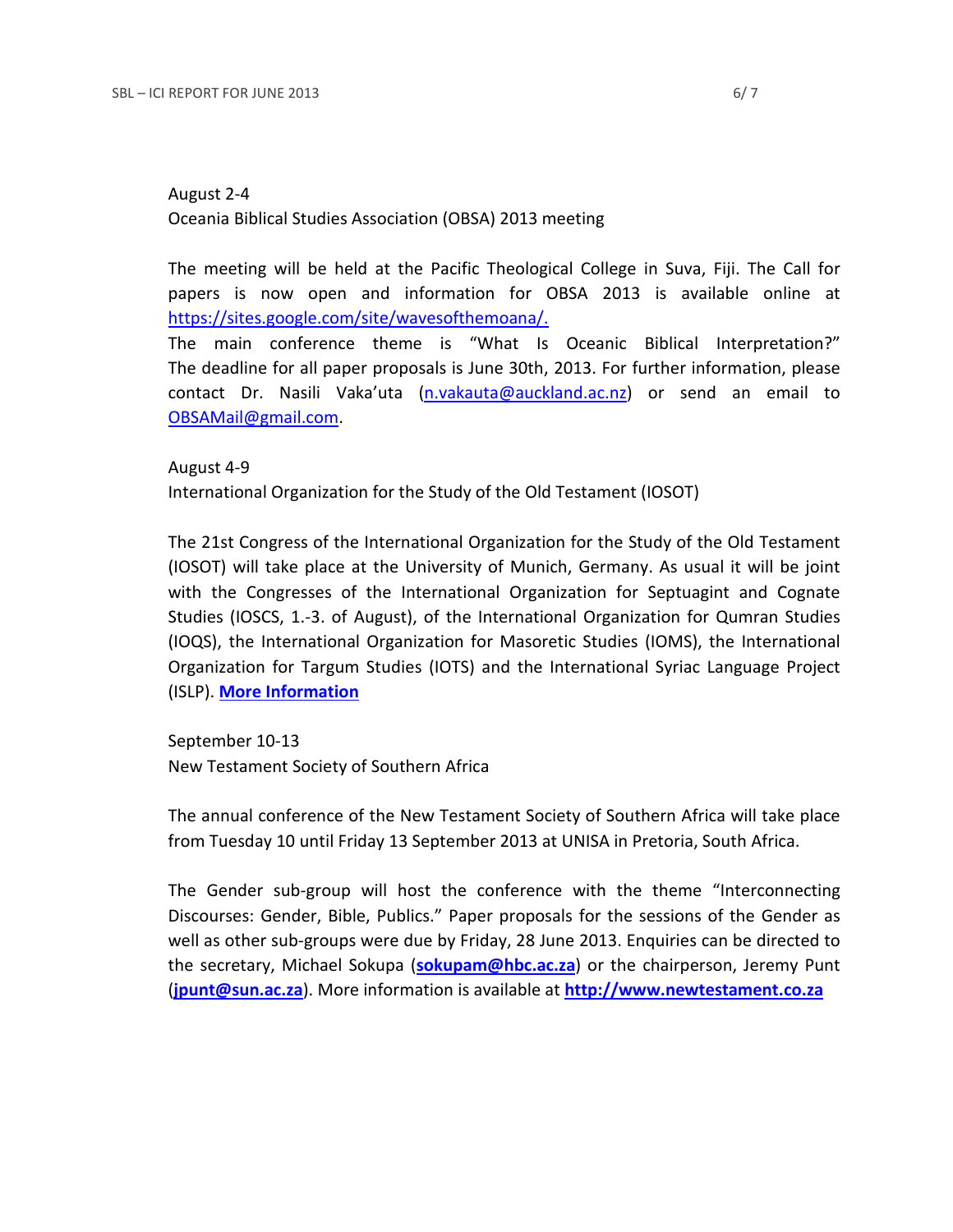August 2-4
Oceania Biblical Studies Association (OBSA) 2013 meeting

The meeting will be held at the Pacific Theological College in Suva, Fiji. The Call for papers is now open and information for OBSA 2013 is available online at https://sites.google.com/site/wavesofthemoana/.
The main conference theme is "What Is Oceanic Biblical Interpretation?" The deadline for all paper proposals is June 30th, 2013. For further information, please contact Dr. Nasili Vaka'uta (n.vakauta@auckland.ac.nz) or send an email to OBSAMail@gmail.com.

August 4-9
International Organization for the Study of the Old Testament (IOSOT)

The 21st Congress of the International Organization for the Study of the Old Testament (IOSOT) will take place at the University of Munich, Germany. As usual it will be joint with the Congresses of the International Organization for Septuagint and Cognate Studies (IOSCS, 1.-3. of August), of the International Organization for Qumran Studies (IOQS), the International Organization for Masoretic Studies (IOMS), the International Organization for Targum Studies (IOTS) and the International Syriac Language Project (ISLP). **More Information**

September 10-13
New Testament Society of Southern Africa

The annual conference of the New Testament Society of Southern Africa will take place from Tuesday 10 until Friday 13 September 2013 at UNISA in Pretoria, South Africa.

The Gender sub-group will host the conference with the theme "Interconnecting Discourses: Gender, Bible, Publics." Paper proposals for the sessions of the Gender as well as other sub-groups were due by Friday, 28 June 2013. Enquiries can be directed to the secretary, Michael Sokupa (**sokupam@hbc.ac.za**) or the chairperson, Jeremy Punt (**jpunt@sun.ac.za**). More information is available at **http://www.newtestament.co.za**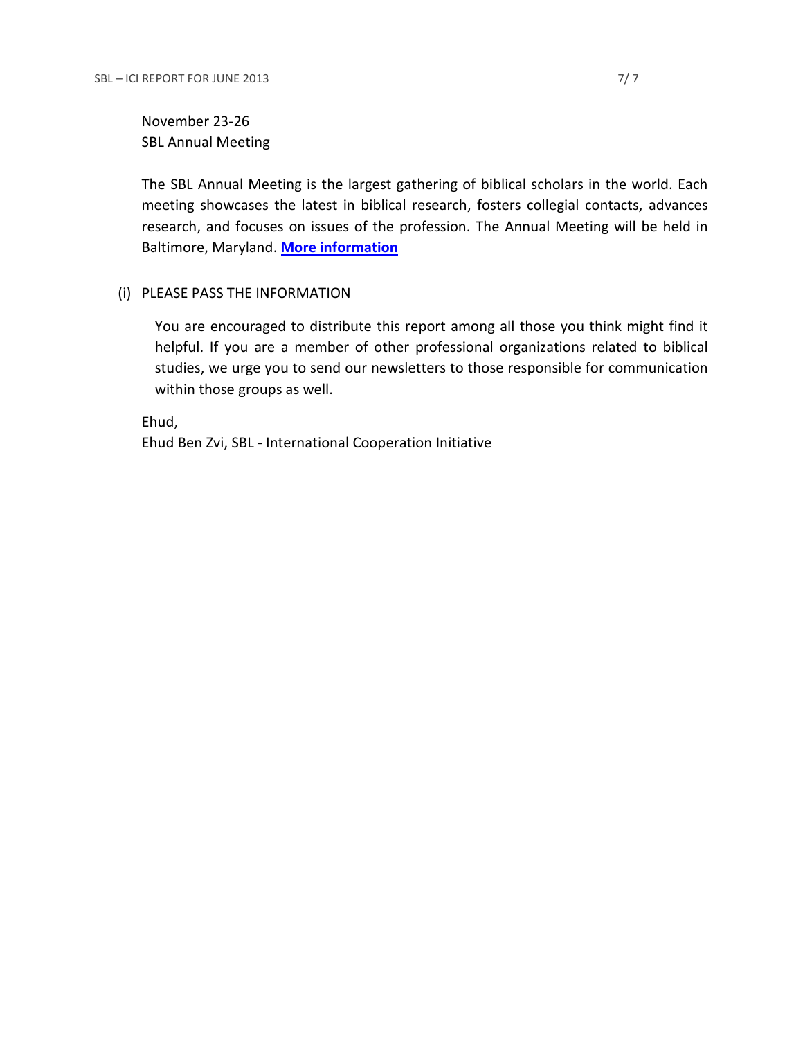November 23-26
SBL Annual Meeting

The SBL Annual Meeting is the largest gathering of biblical scholars in the world. Each meeting showcases the latest in biblical research, fosters collegial contacts, advances research, and focuses on issues of the profession. The Annual Meeting will be held in Baltimore, Maryland. **More information**

(i) PLEASE PASS THE INFORMATION

You are encouraged to distribute this report among all those you think might find it helpful. If you are a member of other professional organizations related to biblical studies, we urge you to send our newsletters to those responsible for communication within those groups as well.

Ehud,
Ehud Ben Zvi, SBL - International Cooperation Initiative